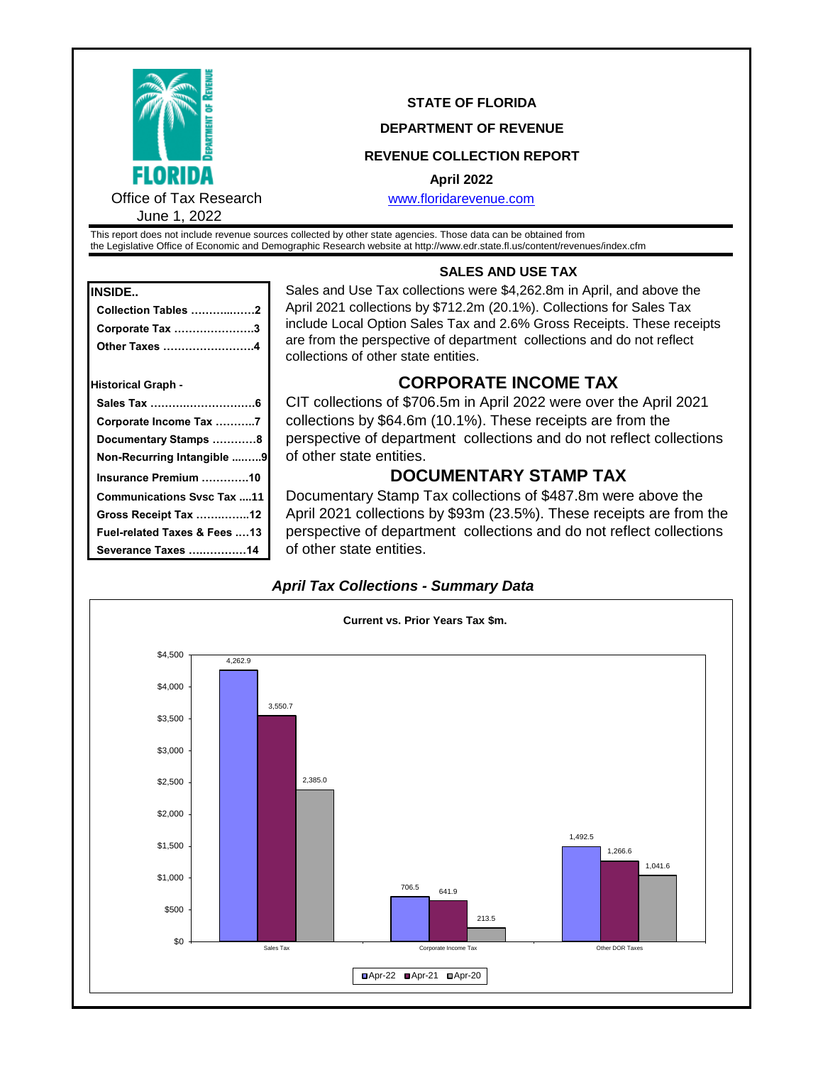**STATE OF FLORIDA**

**DEPARTMENT OF REVENUE**

**REVENUE COLLECTION REPORT**

**April 2022**

www.floridarevenue.com

Office of Tax Research
June 1, 2022

This report does not include revenue sources collected by other state agencies. Those data can be obtained from the Legislative Office of Economic and Demographic Research website at http://www.edr.state.fl.us/content/revenues/index.cfm

**INSIDE..**

- Collection Tables ……….……2
- Corporate Tax …………………3
- Other Taxes ……………………4

**Historical Graph -**

- Sales Tax ……………………….6
- Corporate Income Tax ………..7
- Documentary Stamps …………8
- Non-Recurring Intangible ……..9
- Insurance Premium ……………10
- Communications Svsc Tax ....11
- Gross Receipt Tax …………….12
- Fuel-related Taxes & Fees ….13
- Severance Taxes ……………..14

## SALES AND USE TAX

Sales and Use Tax collections were $4,262.8m in April, and above the April 2021 collections by $712.2m (20.1%). Collections for Sales Tax include Local Option Sales Tax and 2.6% Gross Receipts. These receipts are from the perspective of department collections and do not reflect collections of other state entities.

## CORPORATE INCOME TAX

CIT collections of $706.5m in April 2022 were over the April 2021 collections by $64.6m (10.1%). These receipts are from the perspective of department collections and do not reflect collections of other state entities.

## DOCUMENTARY STAMP TAX

Documentary Stamp Tax collections of $487.8m were above the April 2021 collections by $93m (23.5%). These receipts are from the perspective of department collections and do not reflect collections of other state entities.

### *April Tax Collections - Summary Data*

**Current vs. Prior Years Tax $m.**

| | Apr-22 | Apr-21 | Apr-20 |
|---|---|---|---|
| Sales Tax | 4,262.9 | 3,550.7 | 2,385.0 |
| Corporate Income Tax | 706.5 | 641.9 | 213.5 |
| Other DOR Taxes | 1,492.5 | 1,266.6 | 1,041.6 |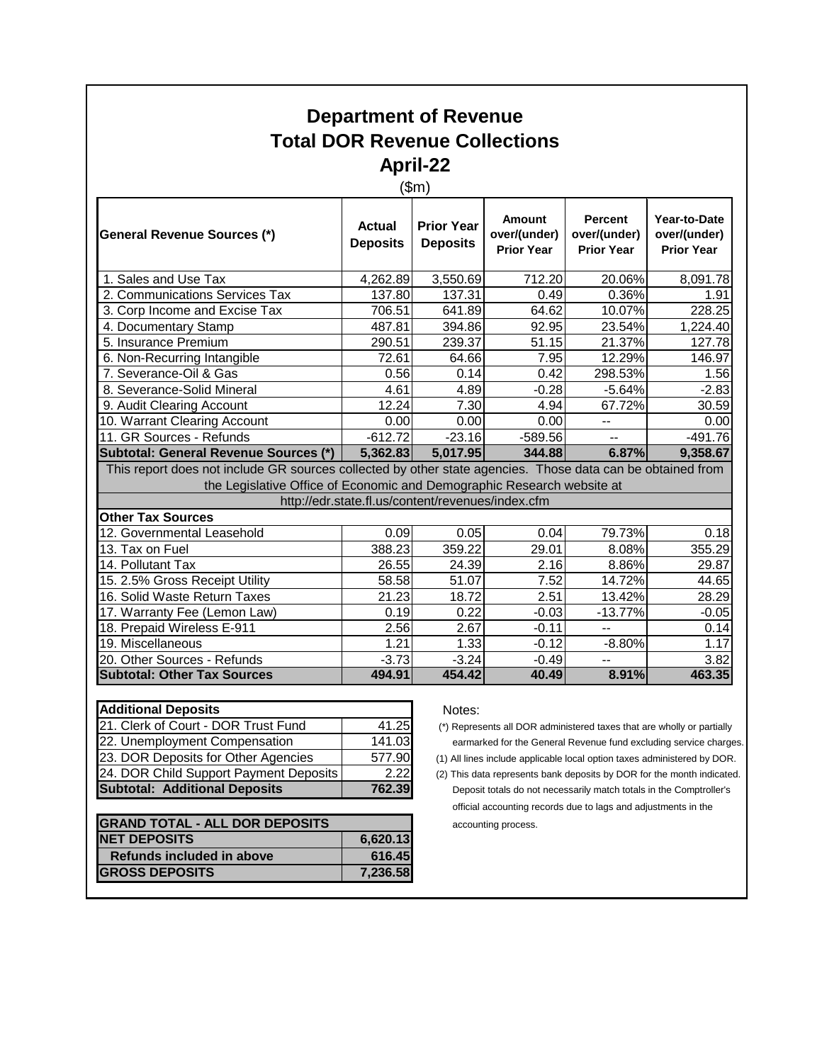# Department of Revenue
# Total DOR Revenue Collections
# April-22

($m)

| General Revenue Sources (*) | Actual Deposits | Prior Year Deposits | Amount over/(under) Prior Year | Percent over/(under) Prior Year | Year-to-Date over/(under) Prior Year |
|---|---|---|---|---|---|
| 1. Sales and Use Tax | 4,262.89 | 3,550.69 | 712.20 | 20.06% | 8,091.78 |
| 2. Communications Services Tax | 137.80 | 137.31 | 0.49 | 0.36% | 1.91 |
| 3. Corp Income and Excise Tax | 706.51 | 641.89 | 64.62 | 10.07% | 228.25 |
| 4. Documentary Stamp | 487.81 | 394.86 | 92.95 | 23.54% | 1,224.40 |
| 5. Insurance Premium | 290.51 | 239.37 | 51.15 | 21.37% | 127.78 |
| 6. Non-Recurring Intangible | 72.61 | 64.66 | 7.95 | 12.29% | 146.97 |
| 7. Severance-Oil & Gas | 0.56 | 0.14 | 0.42 | 298.53% | 1.56 |
| 8. Severance-Solid Mineral | 4.61 | 4.89 | -0.28 | -5.64% | -2.83 |
| 9. Audit Clearing Account | 12.24 | 7.30 | 4.94 | 67.72% | 30.59 |
| 10. Warrant Clearing Account | 0.00 | 0.00 | 0.00 | -- | 0.00 |
| 11. GR Sources - Refunds | -612.72 | -23.16 | -589.56 | -- | -491.76 |
| **Subtotal: General Revenue Sources (*)** | **5,362.83** | **5,017.95** | **344.88** | **6.87%** | **9,358.67** |
| This report does not include GR sources collected by other state agencies. Those data can be obtained from the Legislative Office of Economic and Demographic Research website at http://edr.state.fl.us/content/revenues/index.cfm | | | | | |
| **Other Tax Sources** | | | | | |
| 12. Governmental Leasehold | 0.09 | 0.05 | 0.04 | 79.73% | 0.18 |
| 13. Tax on Fuel | 388.23 | 359.22 | 29.01 | 8.08% | 355.29 |
| 14. Pollutant Tax | 26.55 | 24.39 | 2.16 | 8.86% | 29.87 |
| 15. 2.5% Gross Receipt Utility | 58.58 | 51.07 | 7.52 | 14.72% | 44.65 |
| 16. Solid Waste Return Taxes | 21.23 | 18.72 | 2.51 | 13.42% | 28.29 |
| 17. Warranty Fee (Lemon Law) | 0.19 | 0.22 | -0.03 | -13.77% | -0.05 |
| 18. Prepaid Wireless E-911 | 2.56 | 2.67 | -0.11 | -- | 0.14 |
| 19. Miscellaneous | 1.21 | 1.33 | -0.12 | -8.80% | 1.17 |
| 20. Other Sources - Refunds | -3.73 | -3.24 | -0.49 | -- | 3.82 |
| **Subtotal: Other Tax Sources** | **494.91** | **454.42** | **40.49** | **8.91%** | **463.35** |

| Additional Deposits | |
|---|---|
| 21. Clerk of Court - DOR Trust Fund | 41.25 |
| 22. Unemployment Compensation | 141.03 |
| 23. DOR Deposits for Other Agencies | 577.90 |
| 24. DOR Child Support Payment Deposits | 2.22 |
| **Subtotal: Additional Deposits** | **762.39** |

| GRAND TOTAL - ALL DOR DEPOSITS | |
|---|---|
| **NET DEPOSITS** | **6,620.13** |
| **Refunds included in above** | **616.45** |
| **GROSS DEPOSITS** | **7,236.58** |

Notes:

(*) Represents all DOR administered taxes that are wholly or partially earmarked for the General Revenue fund excluding service charges.

(1) All lines include applicable local option taxes administered by DOR.

(2) This data represents bank deposits by DOR for the month indicated. Deposit totals do not necessarily match totals in the Comptroller's official accounting records due to lags and adjustments in the accounting process.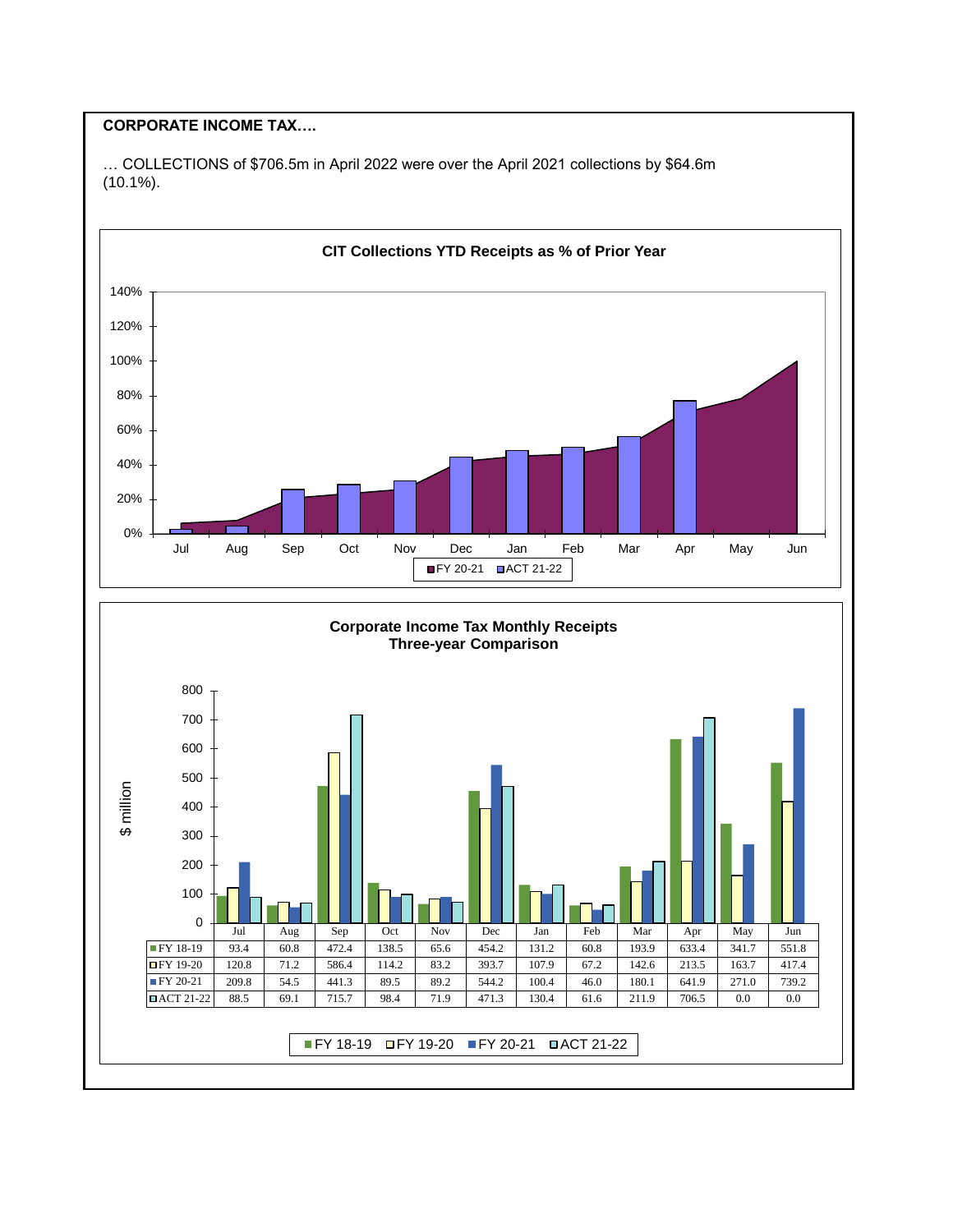**CORPORATE INCOME TAX….**

… COLLECTIONS of $706.5m in April 2022 were over the April 2021 collections by $64.6m (10.1%).

**CIT Collections YTD Receipts as % of Prior Year**

**Corporate Income Tax Monthly Receipts Three-year Comparison**

| | Jul | Aug | Sep | Oct | Nov | Dec | Jan | Feb | Mar | Apr | May | Jun |
|---|---|---|---|---|---|---|---|---|---|---|---|---|
| FY 18-19 | 93.4 | 60.8 | 472.4 | 138.5 | 65.6 | 454.2 | 131.2 | 60.8 | 193.9 | 633.4 | 341.7 | 551.8 |
| FY 19-20 | 120.8 | 71.2 | 586.4 | 114.2 | 83.2 | 393.7 | 107.9 | 67.2 | 142.6 | 213.5 | 163.7 | 417.4 |
| FY 20-21 | 209.8 | 54.5 | 441.3 | 89.5 | 89.2 | 544.2 | 100.4 | 46.0 | 180.1 | 641.9 | 271.0 | 739.2 |
| ACT 21-22 | 88.5 | 69.1 | 715.7 | 98.4 | 71.9 | 471.3 | 130.4 | 61.6 | 211.9 | 706.5 | 0.0 | 0.0 |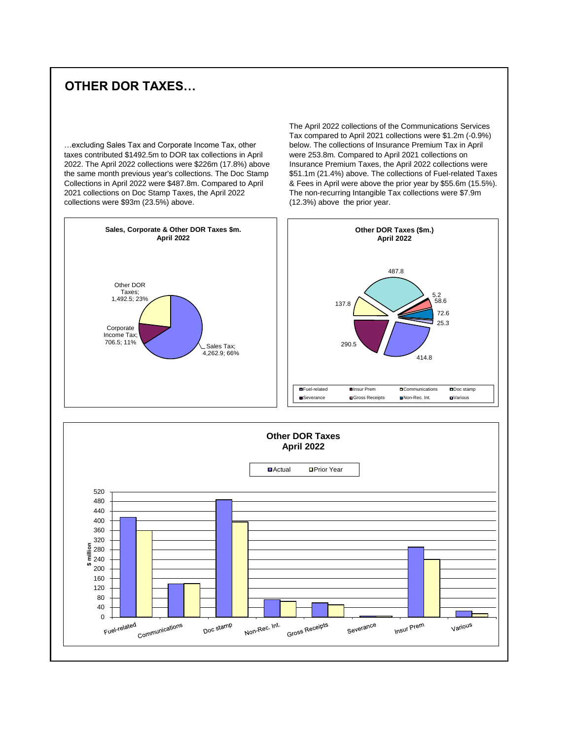# OTHER DOR TAXES…

…excluding Sales Tax and Corporate Income Tax, other taxes contributed $1492.5m to DOR tax collections in April 2022. The April 2022 collections were $226m (17.8%) above the same month previous year's collections. The Doc Stamp Collections in April 2022 were $487.8m. Compared to April 2021 collections on Doc Stamp Taxes, the April 2022 collections were $93m (23.5%) above.

The April 2022 collections of the Communications Services Tax compared to April 2021 collections were $1.2m (-0.9%) below. The collections of Insurance Premium Tax in April were 253.8m. Compared to April 2021 collections on Insurance Premium Taxes, the April 2022 collections were $51.1m (21.4%) above. The collections of Fuel-related Taxes & Fees in April were above the prior year by $55.6m (15.5%). The non-recurring Intangible Tax collections were $7.9m (12.3%) above the prior year.

**Sales, Corporate & Other DOR Taxes $m. April 2022**

| Category | $m | Share |
|---|---|---|
| Sales Tax | 4,262.9 | 66% |
| Corporate Income Tax | 706.5 | 11% |
| Other DOR Taxes | 1,492.5 | 23% |

**Other DOR Taxes ($m.) April 2022**

Chart values: 487.8, 5.2, 58.6, 72.6, 25.3, 414.8, 290.5, 137.8

Legend: Fuel-related, Insur Prem, Communications, Doc stamp, Severance, Gross Receipts, Non-Rec. Int., Various

**Other DOR Taxes April 2022**

Legend: Actual, Prior Year

Y-axis: $ million (0–520)

Categories: Fuel-related, Communications, Doc stamp, Non-Rec. Int., Gross Receipts, Severance, Insur Prem, Various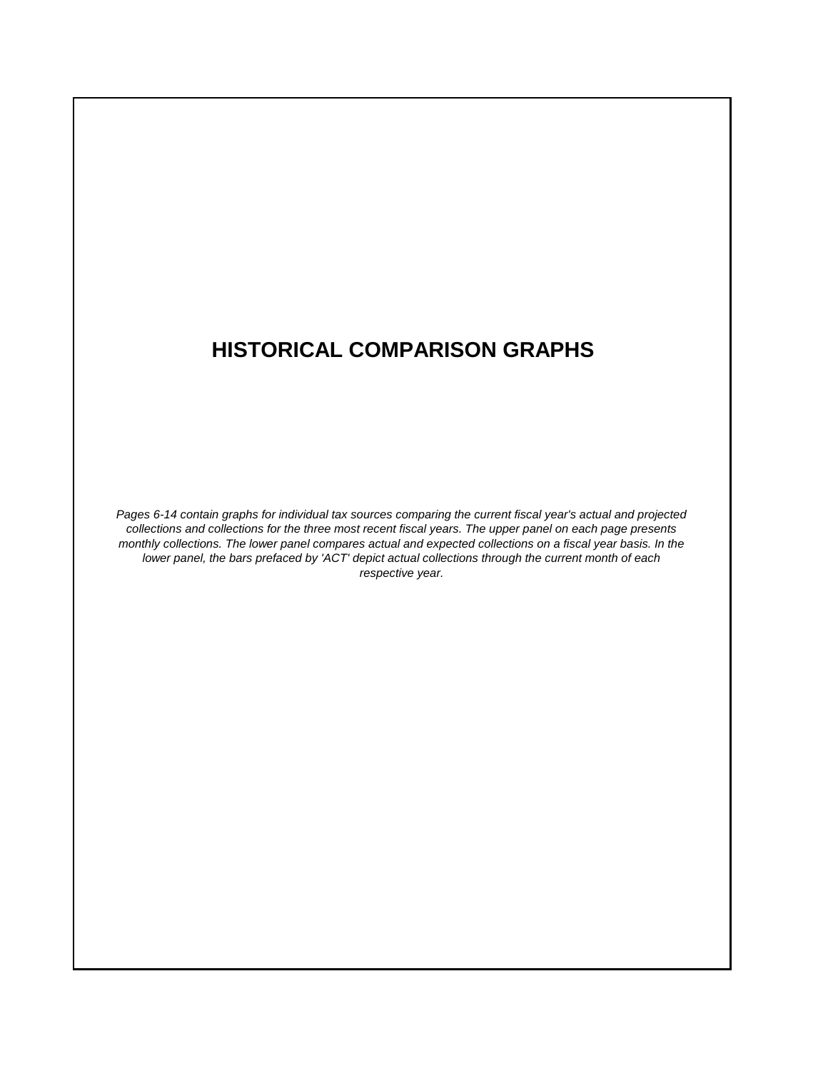# HISTORICAL COMPARISON GRAPHS

*Pages 6-14 contain graphs for individual tax sources comparing the current fiscal year's actual and projected collections and collections for the three most recent fiscal years. The upper panel on each page presents monthly collections. The lower panel compares actual and expected collections on a fiscal year basis. In the lower panel, the bars prefaced by 'ACT' depict actual collections through the current month of each respective year.*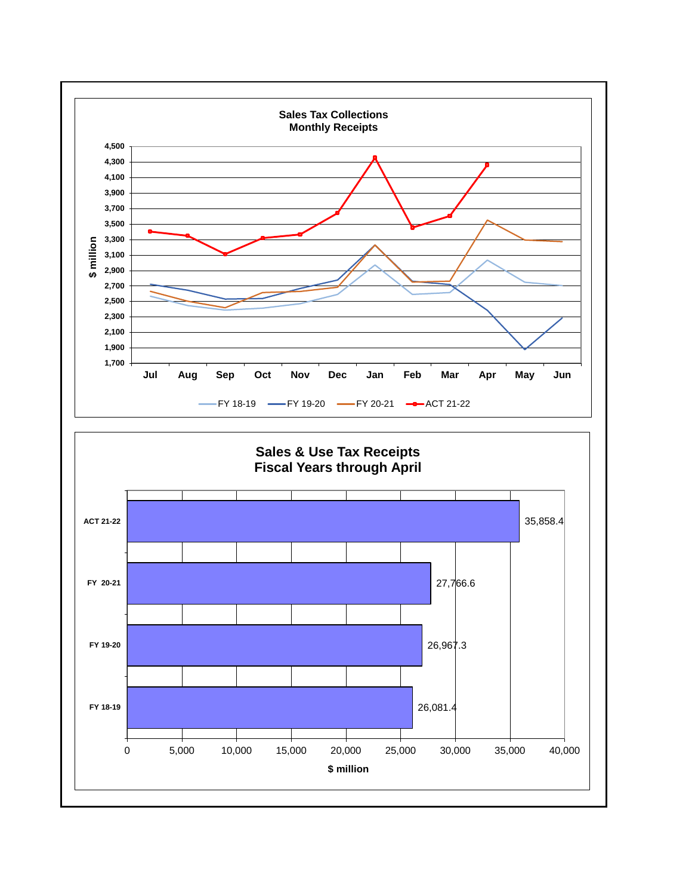## Sales Tax Collections
### Monthly Receipts

$ million

Legend: FY 18-19, FY 19-20, FY 20-21, ACT 21-22

Months: Jul, Aug, Sep, Oct, Nov, Dec, Jan, Feb, Mar, Apr, May, Jun

## Sales & Use Tax Receipts
### Fiscal Years through April

| Fiscal Year | $ million |
|---|---|
| ACT 21-22 | 35,858.4 |
| FY 20-21 | 27,766.6 |
| FY 19-20 | 26,967.3 |
| FY 18-19 | 26,081.4 |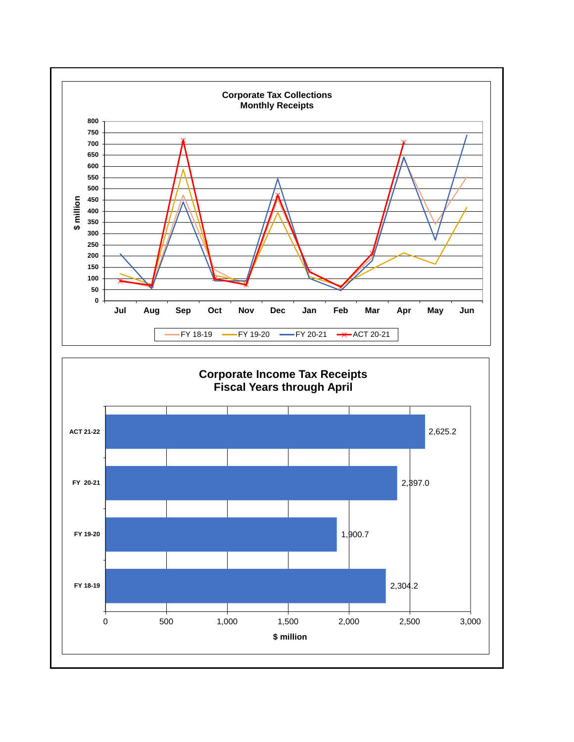## Corporate Tax Collections
### Monthly Receipts

$ million

Jul, Aug, Sep, Oct, Nov, Dec, Jan, Feb, Mar, Apr, May, Jun

FY 18-19 | FY 19-20 | FY 20-21 | ACT 20-21

## Corporate Income Tax Receipts
### Fiscal Years through April

| Fiscal Year | $ million |
|---|---|
| ACT 21-22 | 2,625.2 |
| FY 20-21 | 2,397.0 |
| FY 19-20 | 1,900.7 |
| FY 18-19 | 2,304.2 |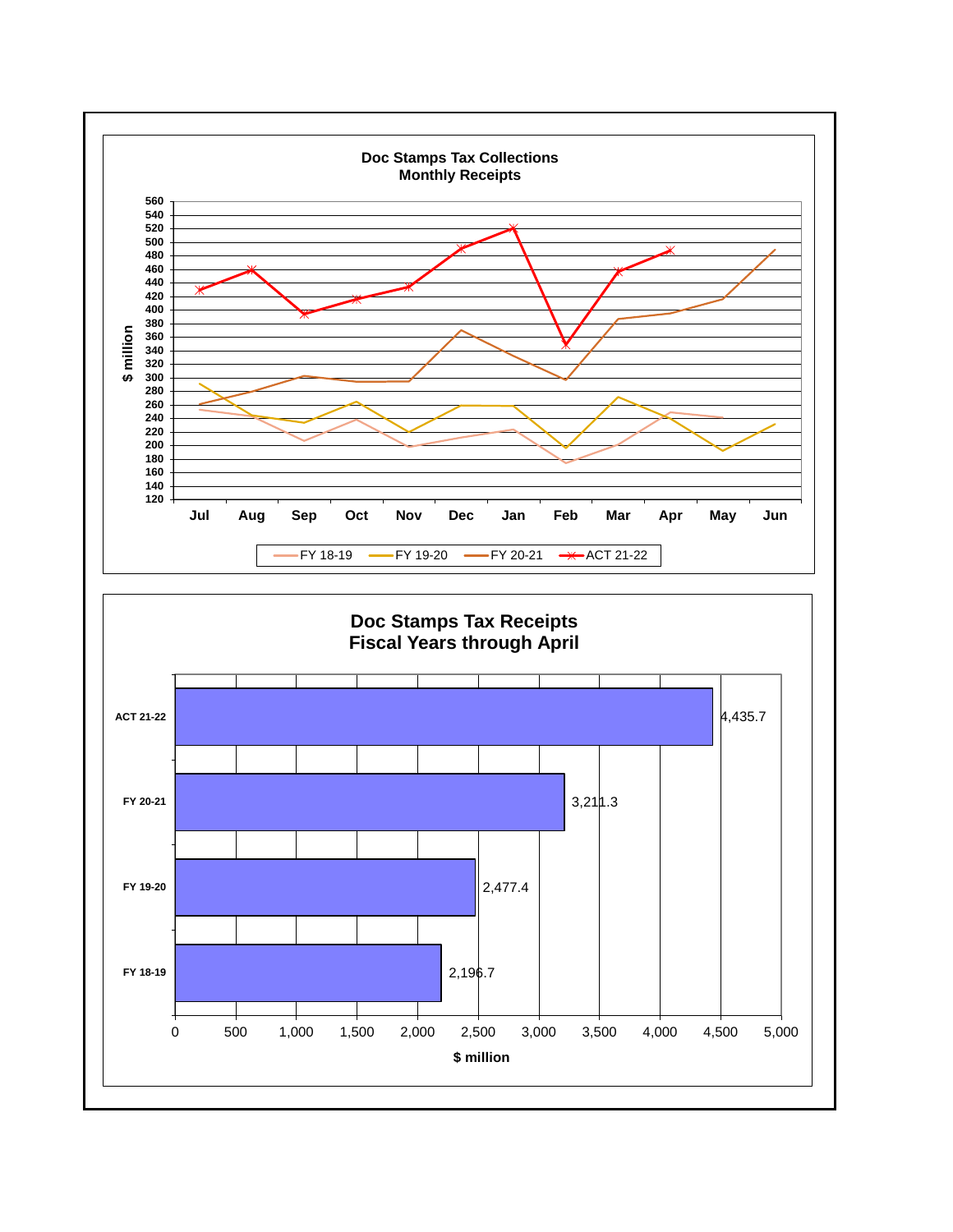## Doc Stamps Tax Collections
### Monthly Receipts

$ million

560
540
520
500
480
460
440
420
400
380
360
340
320
300
280
260
240
220
200
180
160
140
120

Jul Aug Sep Oct Nov Dec Jan Feb Mar Apr May Jun

FY 18-19 FY 19-20 FY 20-21 ACT 21-22

## Doc Stamps Tax Receipts
### Fiscal Years through April

| | $ million |
|---|---|
| ACT 21-22 | 4,435.7 |
| FY 20-21 | 3,211.3 |
| FY 19-20 | 2,477.4 |
| FY 18-19 | 2,196.7 |

0 500 1,000 1,500 2,000 2,500 3,000 3,500 4,000 4,500 5,000

$ million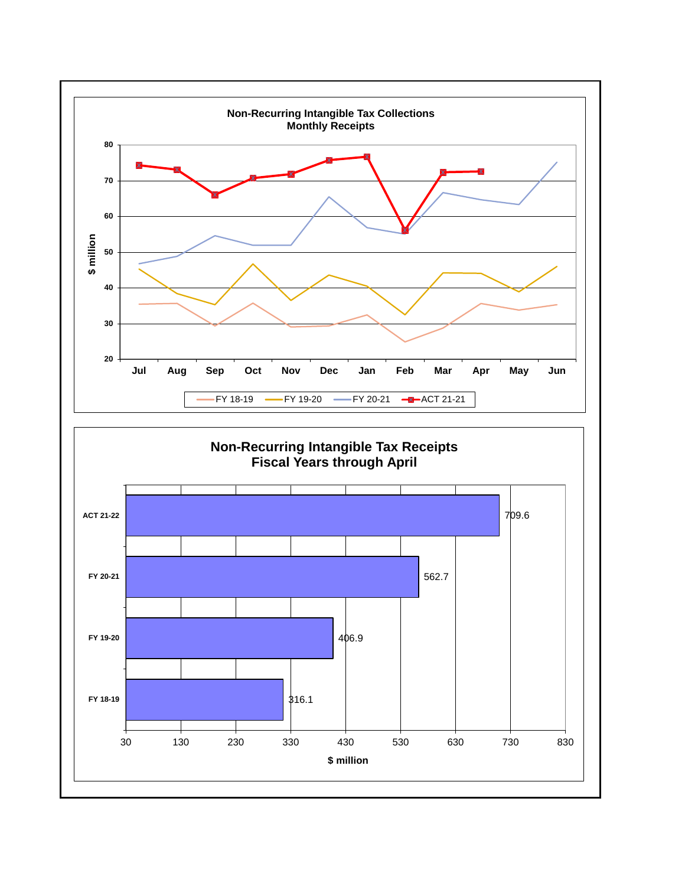**Non-Recurring Intangible Tax Collections**
**Monthly Receipts**

$ million

| | Jul | Aug | Sep | Oct | Nov | Dec | Jan | Feb | Mar | Apr | May | Jun |
|---|---|---|---|---|---|---|---|---|---|---|---|---|

Legend: FY 18-19, FY 19-20, FY 20-21, ACT 21-21

**Non-Recurring Intangible Tax Receipts**
**Fiscal Years through April**

| | $ million |
|---|---|
| ACT 21-22 | 709.6 |
| FY 20-21 | 562.7 |
| FY 19-20 | 406.9 |
| FY 18-19 | 316.1 |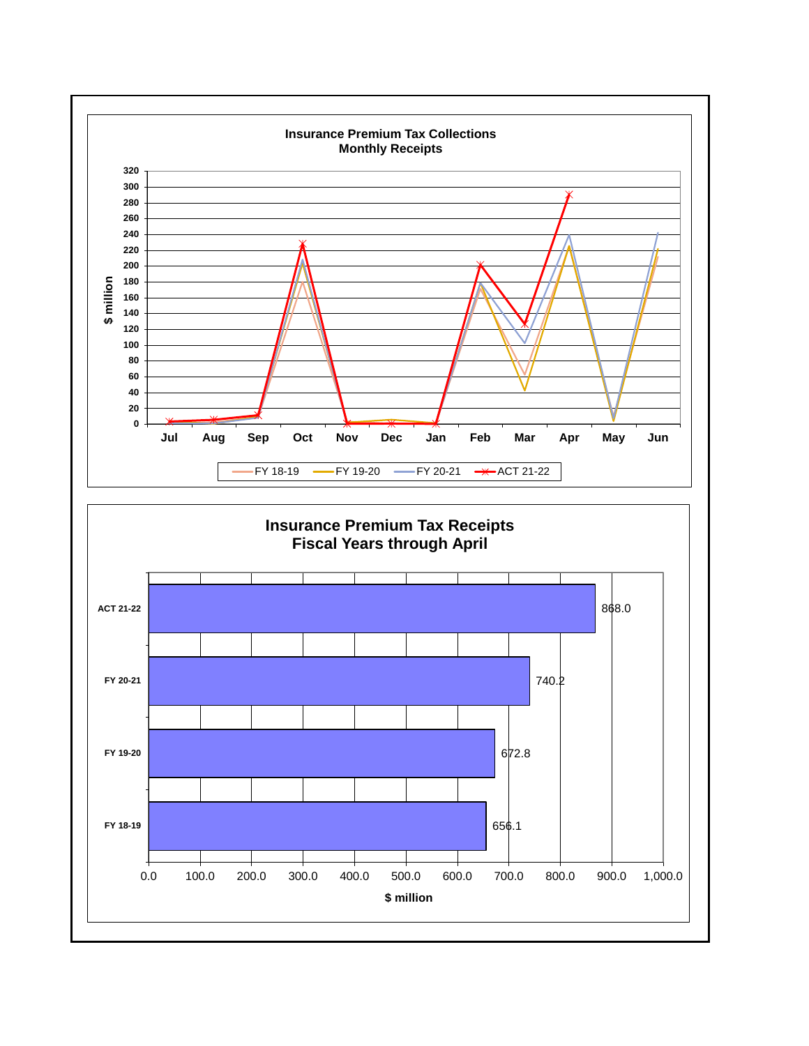## Insurance Premium Tax Collections
### Monthly Receipts

$ million

Jul Aug Sep Oct Nov Dec Jan Feb Mar Apr May Jun

FY 18-19 — FY 19-20 — FY 20-21 — ACT 21-22

## Insurance Premium Tax Receipts
### Fiscal Years through April

| Fiscal Year | $ million |
|---|---|
| ACT 21-22 | 868.0 |
| FY 20-21 | 740.2 |
| FY 19-20 | 672.8 |
| FY 18-19 | 656.1 |

$ million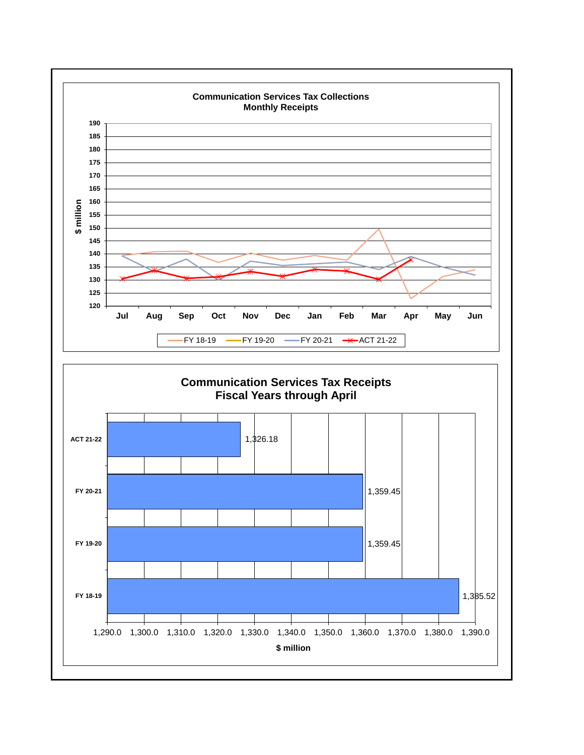## Communication Services Tax Collections
### Monthly Receipts

$ million

Legend: FY 18-19, FY 19-20, FY 20-21, ACT 21-22

Months: Jul, Aug, Sep, Oct, Nov, Dec, Jan, Feb, Mar, Apr, May, Jun

## Communication Services Tax Receipts
### Fiscal Years through April

| Fiscal Year | $ million |
|---|---|
| ACT 21-22 | 1,326.18 |
| FY 20-21 | 1,359.45 |
| FY 19-20 | 1,359.45 |
| FY 18-19 | 1,385.52 |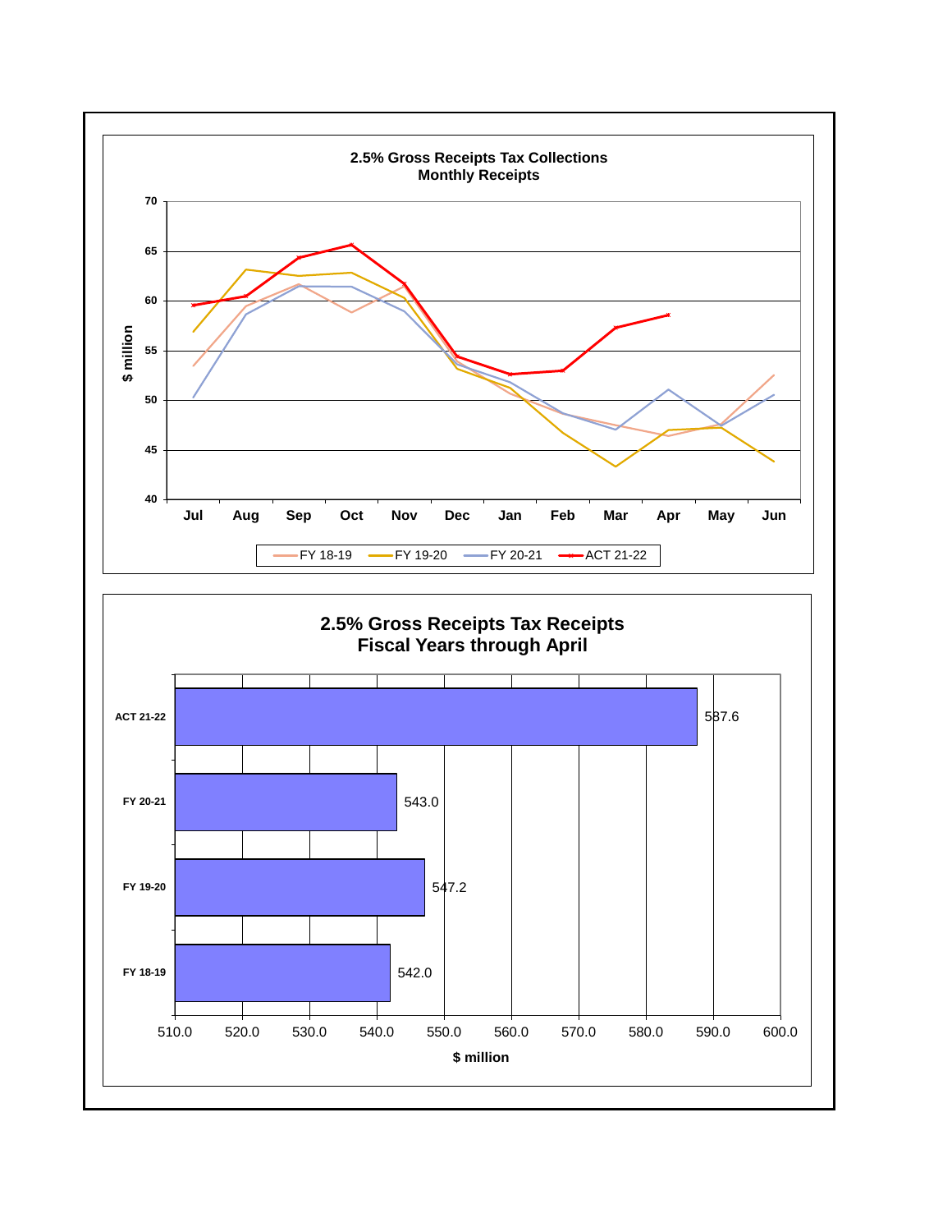## 2.5% Gross Receipts Tax Collections
### Monthly Receipts

$ million

| | Jul | Aug | Sep | Oct | Nov | Dec | Jan | Feb | Mar | Apr | May | Jun |
|---|---|---|---|---|---|---|---|---|---|---|---|---|

FY 18-19 — FY 19-20 — FY 20-21 — ACT 21-22

## 2.5% Gross Receipts Tax Receipts
### Fiscal Years through April

| | $ million |
|---|---|
| ACT 21-22 | 587.6 |
| FY 20-21 | 543.0 |
| FY 19-20 | 547.2 |
| FY 18-19 | 542.0 |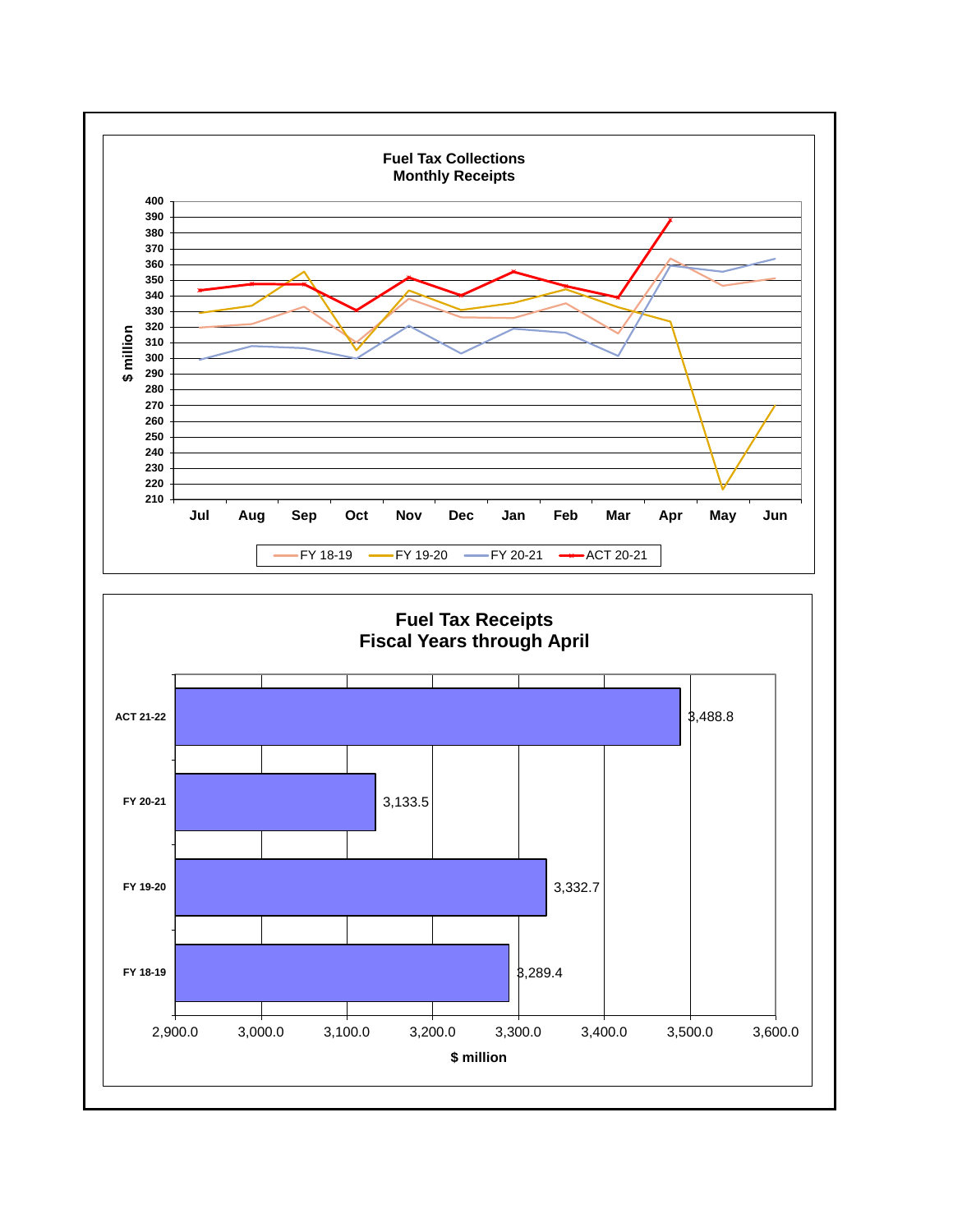## Fuel Tax Collections
### Monthly Receipts

$ million

Legend: FY 18-19, FY 19-20, FY 20-21, ACT 20-21

Months: Jul, Aug, Sep, Oct, Nov, Dec, Jan, Feb, Mar, Apr, May, Jun

## Fuel Tax Receipts
### Fiscal Years through April

| | $ million |
|---|---|
| ACT 21-22 | 3,488.8 |
| FY 20-21 | 3,133.5 |
| FY 19-20 | 3,332.7 |
| FY 18-19 | 3,289.4 |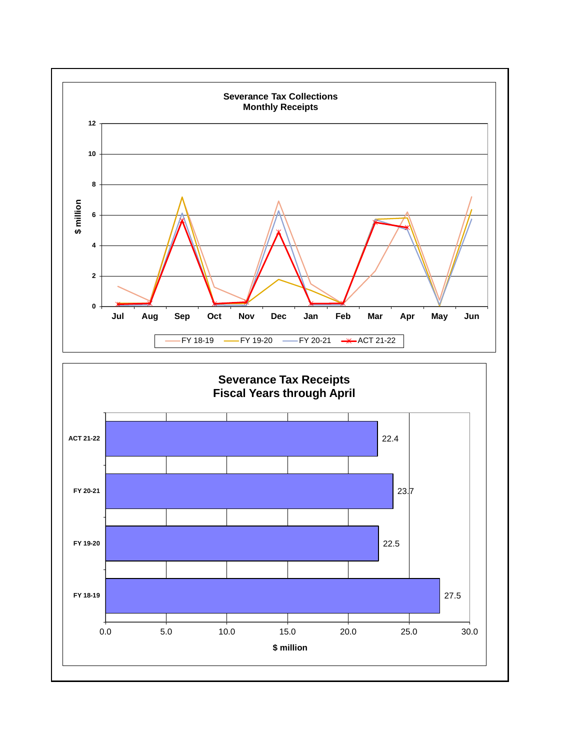**Severance Tax Collections**
**Monthly Receipts**

$ million

12
10
8
6
4
2
0

Jul Aug Sep Oct Nov Dec Jan Feb Mar Apr May Jun

FY 18-19 — FY 19-20 — FY 20-21 — ACT 21-22

**Severance Tax Receipts**
**Fiscal Years through April**

ACT 21-22 22.4
FY 20-21 23.7
FY 19-20 22.5
FY 18-19 27.5

0.0 5.0 10.0 15.0 20.0 25.0 30.0

$ million